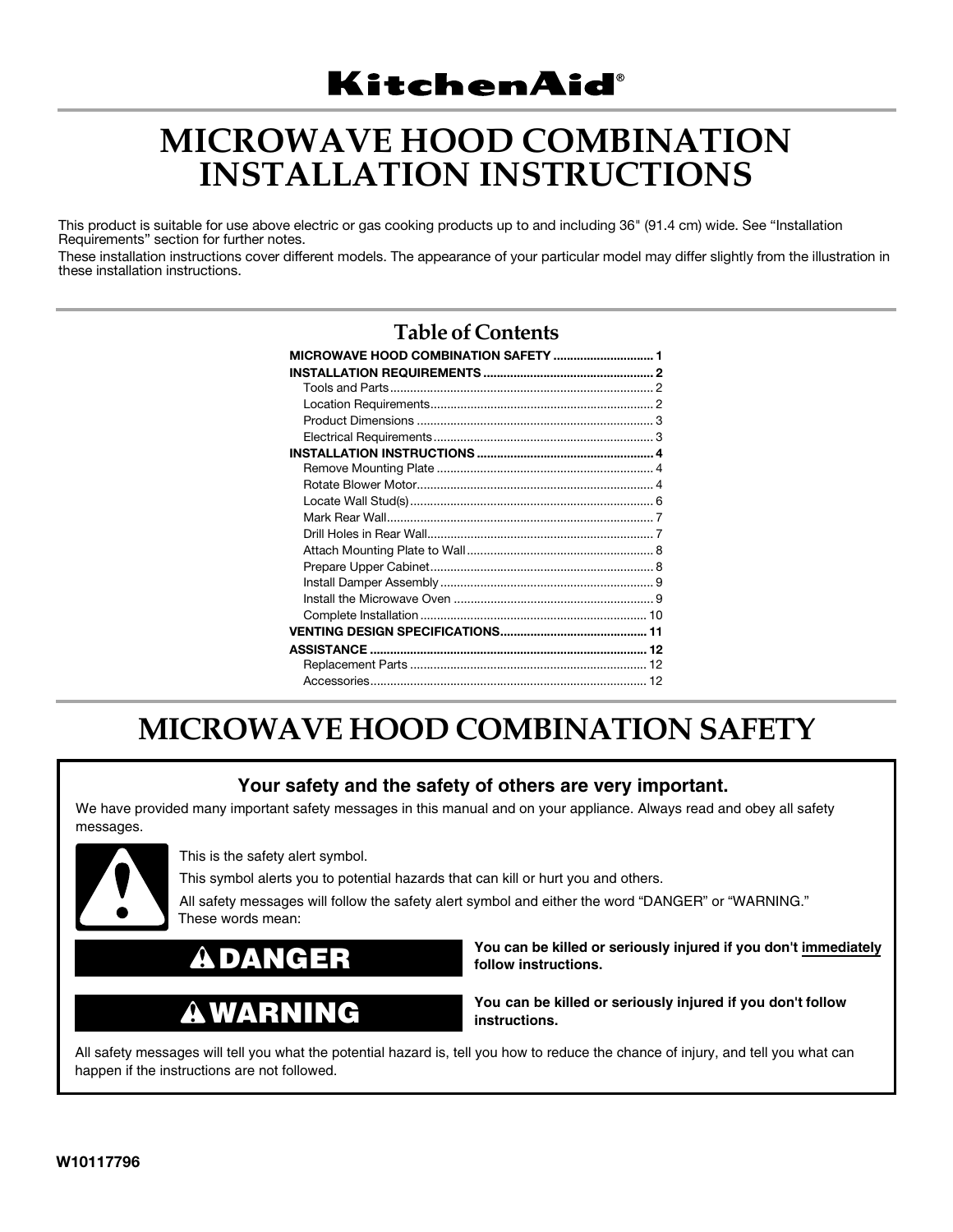# KitchenAid®

# MICROWAVE HOOD COMBINATION INSTALLATION INSTRUCTIONS

This product is suitable for use above electric or gas cooking products up to and including 36" (91.4 cm) wide. See "Installation Requirements" section for further notes.

These installation instructions cover different models. The appearance of your particular model may differ slightly from the illustration in these installation instructions.

## Table of Contents

- **MICROWAVE HOOD COMBINATION SAFETY** ............................. 1
- **INSTALLATION REQUIREMENTS** .................................................. 2
  - Tools and Parts ............................................................................. 2
  - Location Requirements .................................................................. 2
  - Product Dimensions ...................................................................... 3
  - Electrical Requirements ................................................................. 3
- **INSTALLATION INSTRUCTIONS** .................................................... 4
  - Remove Mounting Plate ................................................................ 4
  - Rotate Blower Motor ...................................................................... 4
  - Locate Wall Stud(s) ........................................................................ 6
  - Mark Rear Wall ............................................................................... 7
  - Drill Holes in Rear Wall .................................................................. 7
  - Attach Mounting Plate to Wall ....................................................... 8
  - Prepare Upper Cabinet .................................................................. 8
  - Install Damper Assembly ............................................................... 9
  - Install the Microwave Oven ........................................................... 9
  - Complete Installation ................................................................... 10
- **VENTING DESIGN SPECIFICATIONS** ........................................... 11
- **ASSISTANCE** ................................................................................. 12
  - Replacement Parts ...................................................................... 12
  - Accessories .................................................................................. 12

# MICROWAVE HOOD COMBINATION SAFETY

### Your safety and the safety of others are very important.

We have provided many important safety messages in this manual and on your appliance. Always read and obey all safety messages.

This is the safety alert symbol.

This symbol alerts you to potential hazards that can kill or hurt you and others.

All safety messages will follow the safety alert symbol and either the word "DANGER" or "WARNING." These words mean:

| | |
|---|---|
| **⚠DANGER** | **You can be killed or seriously injured if you don't immediately follow instructions.** |
| **⚠WARNING** | **You can be killed or seriously injured if you don't follow instructions.** |

All safety messages will tell you what the potential hazard is, tell you how to reduce the chance of injury, and tell you what can happen if the instructions are not followed.

**W10117796**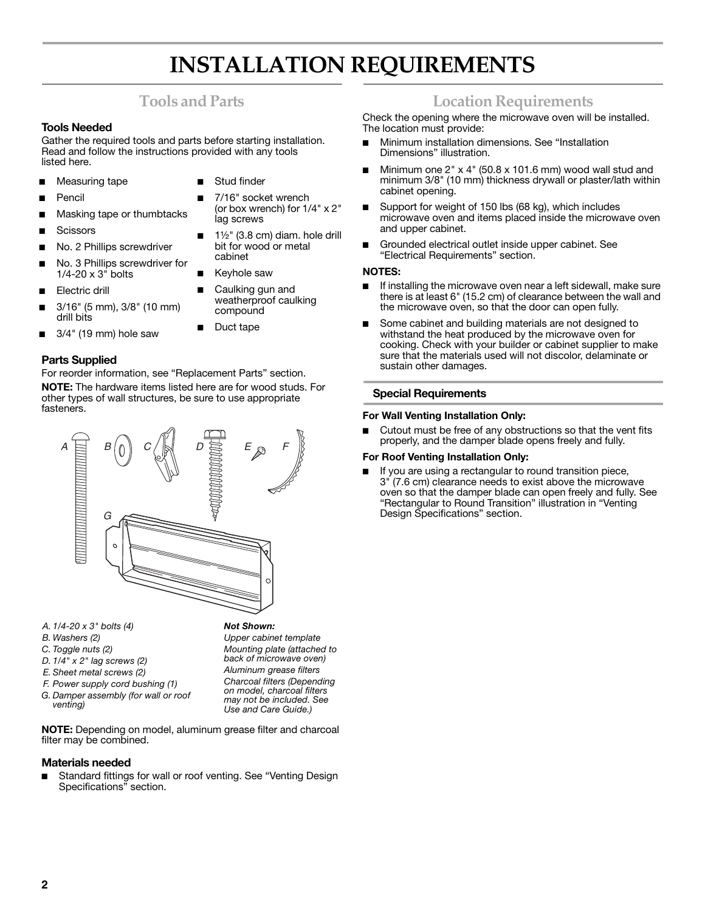# INSTALLATION REQUIREMENTS

## Tools and Parts

### Tools Needed

Gather the required tools and parts before starting installation. Read and follow the instructions provided with any tools listed here.

- Measuring tape
- Pencil
- Masking tape or thumbtacks
- Scissors
- No. 2 Phillips screwdriver
- No. 3 Phillips screwdriver for 1/4-20 x 3" bolts
- Electric drill
- 3/16" (5 mm), 3/8" (10 mm) drill bits
- 3/4" (19 mm) hole saw
- Stud finder
- 7/16" socket wrench (or box wrench) for 1/4" x 2" lag screws
- 1½" (3.8 cm) diam. hole drill bit for wood or metal cabinet
- Keyhole saw
- Caulking gun and weatherproof caulking compound
- Duct tape

### Parts Supplied

For reorder information, see "Replacement Parts" section.

**NOTE:** The hardware items listed here are for wood studs. For other types of wall structures, be sure to use appropriate fasteners.

*A. 1/4-20 x 3" bolts (4)*
*B. Washers (2)*
*C. Toggle nuts (2)*
*D. 1/4" x 2" lag screws (2)*
*E. Sheet metal screws (2)*
*F. Power supply cord bushing (1)*
*G. Damper assembly (for wall or roof venting)*

***Not Shown:***
*Upper cabinet template*
*Mounting plate (attached to back of microwave oven)*
*Aluminum grease filters*
*Charcoal filters (Depending on model, charcoal filters may not be included. See Use and Care Guide.)*

**NOTE:** Depending on model, aluminum grease filter and charcoal filter may be combined.

### Materials needed

- Standard fittings for wall or roof venting. See "Venting Design Specifications" section.

## Location Requirements

Check the opening where the microwave oven will be installed. The location must provide:

- Minimum installation dimensions. See "Installation Dimensions" illustration.
- Minimum one 2" x 4" (50.8 x 101.6 mm) wood wall stud and minimum 3/8" (10 mm) thickness drywall or plaster/lath within cabinet opening.
- Support for weight of 150 lbs (68 kg), which includes microwave oven and items placed inside the microwave oven and upper cabinet.
- Grounded electrical outlet inside upper cabinet. See "Electrical Requirements" section.

**NOTES:**

- If installing the microwave oven near a left sidewall, make sure there is at least 6" (15.2 cm) of clearance between the wall and the microwave oven, so that the door can open fully.
- Some cabinet and building materials are not designed to withstand the heat produced by the microwave oven for cooking. Check with your builder or cabinet supplier to make sure that the materials used will not discolor, delaminate or sustain other damages.

### Special Requirements

**For Wall Venting Installation Only:**

- Cutout must be free of any obstructions so that the vent fits properly, and the damper blade opens freely and fully.

**For Roof Venting Installation Only:**

- If you are using a rectangular to round transition piece, 3" (7.6 cm) clearance needs to exist above the microwave oven so that the damper blade can open freely and fully. See "Rectangular to Round Transition" illustration in "Venting Design Specifications" section.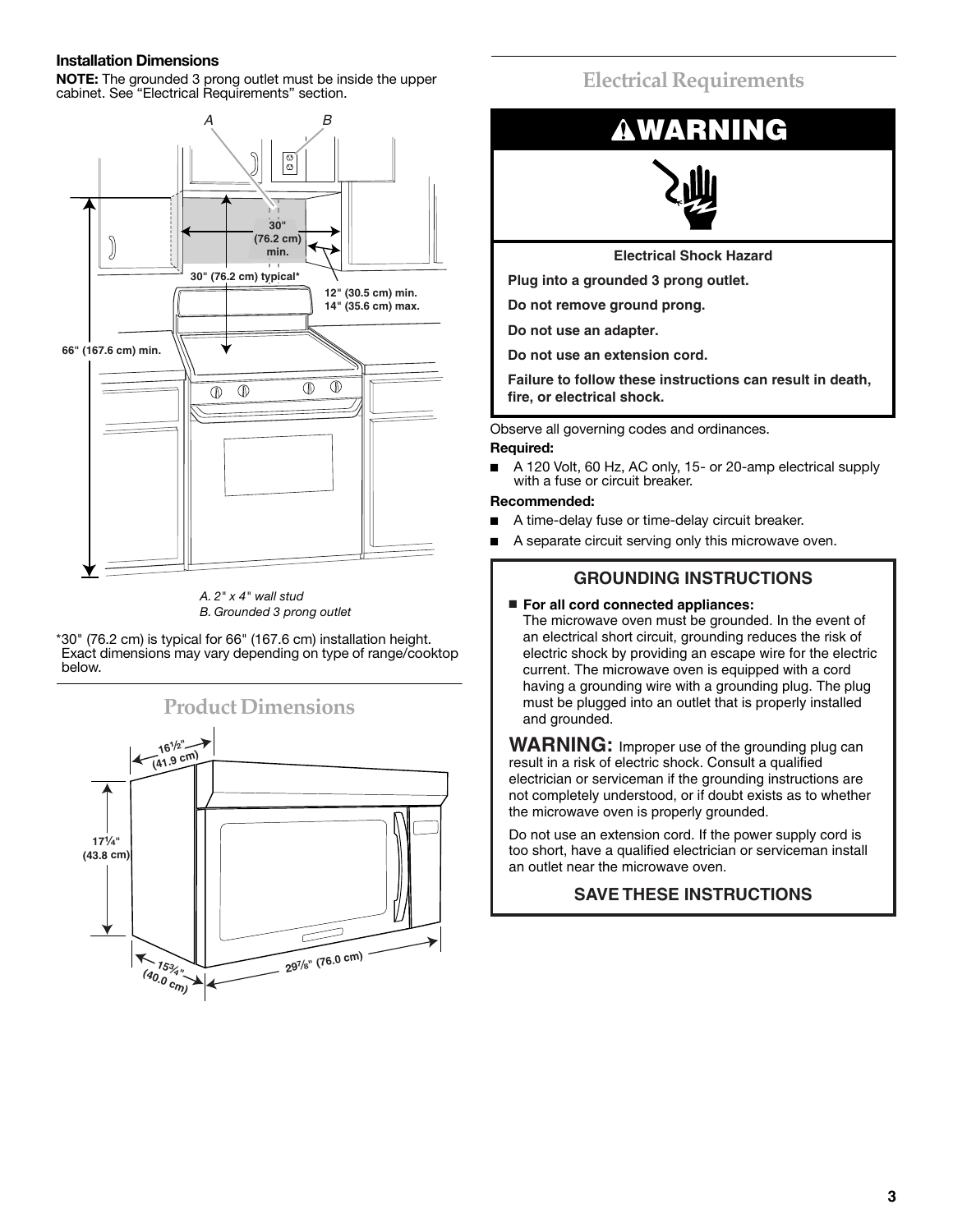**Installation Dimensions**

**NOTE:** The grounded 3 prong outlet must be inside the upper cabinet. See "Electrical Requirements" section.

*A. 2" x 4" wall stud*
*B. Grounded 3 prong outlet*

\*30" (76.2 cm) is typical for 66" (167.6 cm) installation height. Exact dimensions may vary depending on type of range/cooktop below.

## Product Dimensions

## Electrical Requirements

**⚠WARNING**

**Electrical Shock Hazard**

**Plug into a grounded 3 prong outlet.**

**Do not remove ground prong.**

**Do not use an adapter.**

**Do not use an extension cord.**

**Failure to follow these instructions can result in death, fire, or electrical shock.**

Observe all governing codes and ordinances.

**Required:**

- A 120 Volt, 60 Hz, AC only, 15- or 20-amp electrical supply with a fuse or circuit breaker.

**Recommended:**

- A time-delay fuse or time-delay circuit breaker.
- A separate circuit serving only this microwave oven.

### GROUNDING INSTRUCTIONS

- **For all cord connected appliances:**
  The microwave oven must be grounded. In the event of an electrical short circuit, grounding reduces the risk of electric shock by providing an escape wire for the electric current. The microwave oven is equipped with a cord having a grounding wire with a grounding plug. The plug must be plugged into an outlet that is properly installed and grounded.

**WARNING:** Improper use of the grounding plug can result in a risk of electric shock. Consult a qualified electrician or serviceman if the grounding instructions are not completely understood, or if doubt exists as to whether the microwave oven is properly grounded.

Do not use an extension cord. If the power supply cord is too short, have a qualified electrician or serviceman install an outlet near the microwave oven.

**SAVE THESE INSTRUCTIONS**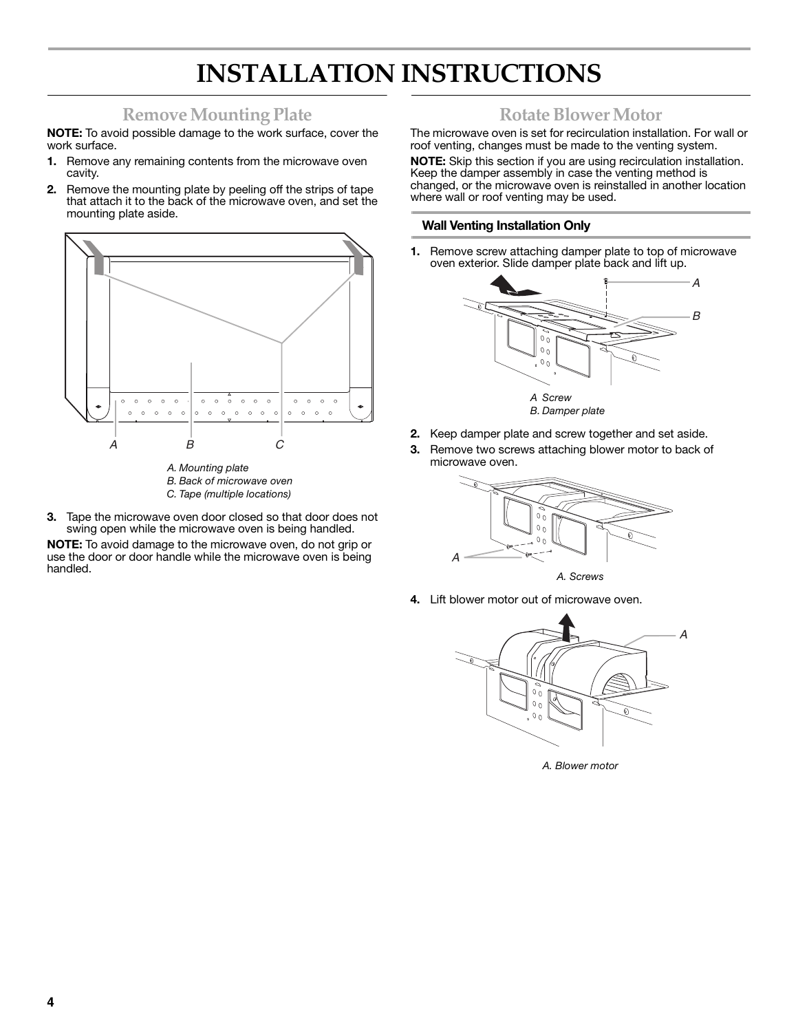# INSTALLATION INSTRUCTIONS

## Remove Mounting Plate

**NOTE:** To avoid possible damage to the work surface, cover the work surface.

1. Remove any remaining contents from the microwave oven cavity.
2. Remove the mounting plate by peeling off the strips of tape that attach it to the back of the microwave oven, and set the mounting plate aside.

*A. Mounting plate*
*B. Back of microwave oven*
*C. Tape (multiple locations)*

3. Tape the microwave oven door closed so that door does not swing open while the microwave oven is being handled.

**NOTE:** To avoid damage to the microwave oven, do not grip or use the door or door handle while the microwave oven is being handled.

## Rotate Blower Motor

The microwave oven is set for recirculation installation. For wall or roof venting, changes must be made to the venting system.

**NOTE:** Skip this section if you are using recirculation installation. Keep the damper assembly in case the venting method is changed, or the microwave oven is reinstalled in another location where wall or roof venting may be used.

### Wall Venting Installation Only

1. Remove screw attaching damper plate to top of microwave oven exterior. Slide damper plate back and lift up.

*A Screw*
*B. Damper plate*

2. Keep damper plate and screw together and set aside.
3. Remove two screws attaching blower motor to back of microwave oven.

*A. Screws*

4. Lift blower motor out of microwave oven.

*A. Blower motor*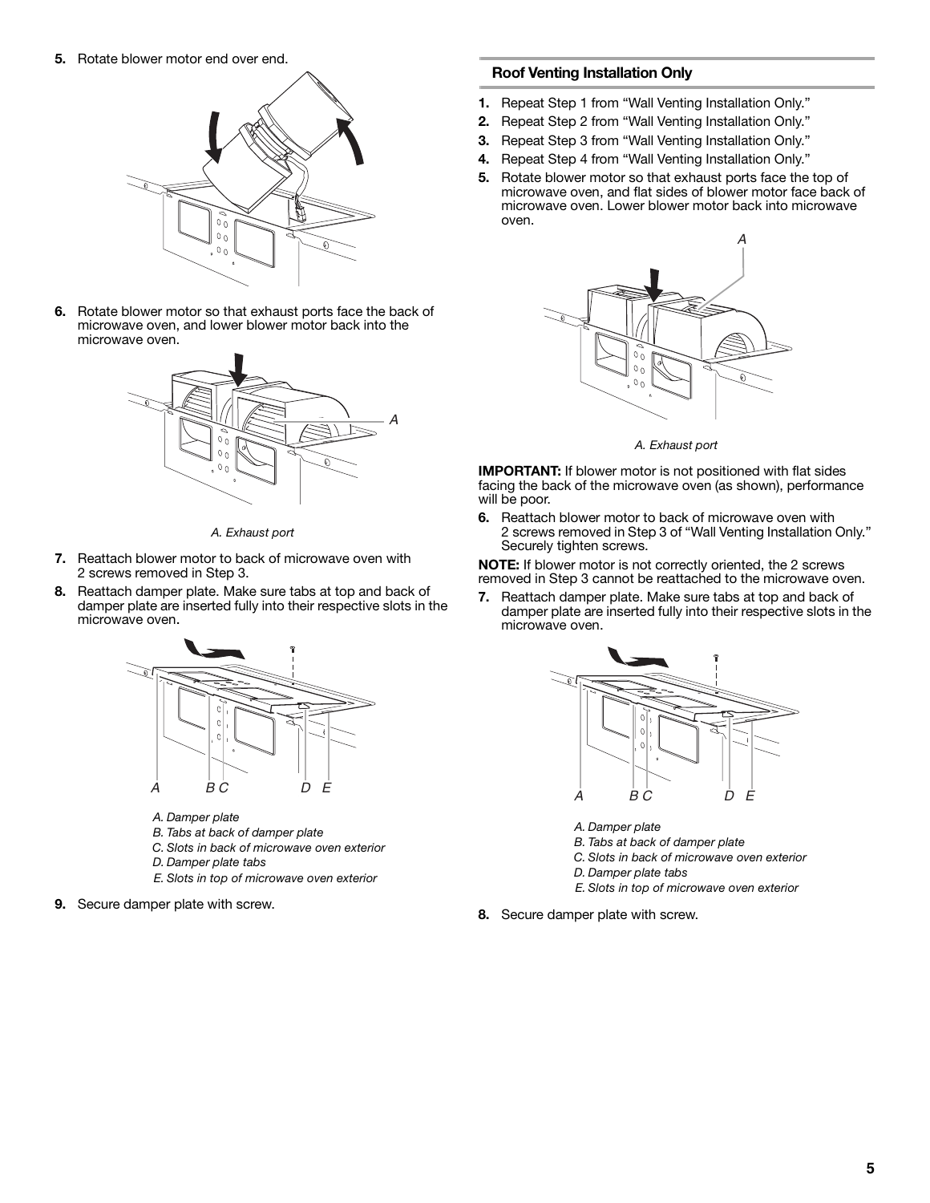5. Rotate blower motor end over end.

6. Rotate blower motor so that exhaust ports face the back of microwave oven, and lower blower motor back into the microwave oven.

A. Exhaust port

7. Reattach blower motor to back of microwave oven with 2 screws removed in Step 3.
8. Reattach damper plate. Make sure tabs at top and back of damper plate are inserted fully into their respective slots in the microwave oven.

A. Damper plate
B. Tabs at back of damper plate
C. Slots in back of microwave oven exterior
D. Damper plate tabs
E. Slots in top of microwave oven exterior

9. Secure damper plate with screw.

## Roof Venting Installation Only

1. Repeat Step 1 from "Wall Venting Installation Only."
2. Repeat Step 2 from "Wall Venting Installation Only."
3. Repeat Step 3 from "Wall Venting Installation Only."
4. Repeat Step 4 from "Wall Venting Installation Only."
5. Rotate blower motor so that exhaust ports face the top of microwave oven, and flat sides of blower motor face back of microwave oven. Lower blower motor back into microwave oven.

A. Exhaust port

**IMPORTANT:** If blower motor is not positioned with flat sides facing the back of the microwave oven (as shown), performance will be poor.

6. Reattach blower motor to back of microwave oven with 2 screws removed in Step 3 of "Wall Venting Installation Only." Securely tighten screws.

**NOTE:** If blower motor is not correctly oriented, the 2 screws removed in Step 3 cannot be reattached to the microwave oven.

7. Reattach damper plate. Make sure tabs at top and back of damper plate are inserted fully into their respective slots in the microwave oven.

A. Damper plate
B. Tabs at back of damper plate
C. Slots in back of microwave oven exterior
D. Damper plate tabs
E. Slots in top of microwave oven exterior

8. Secure damper plate with screw.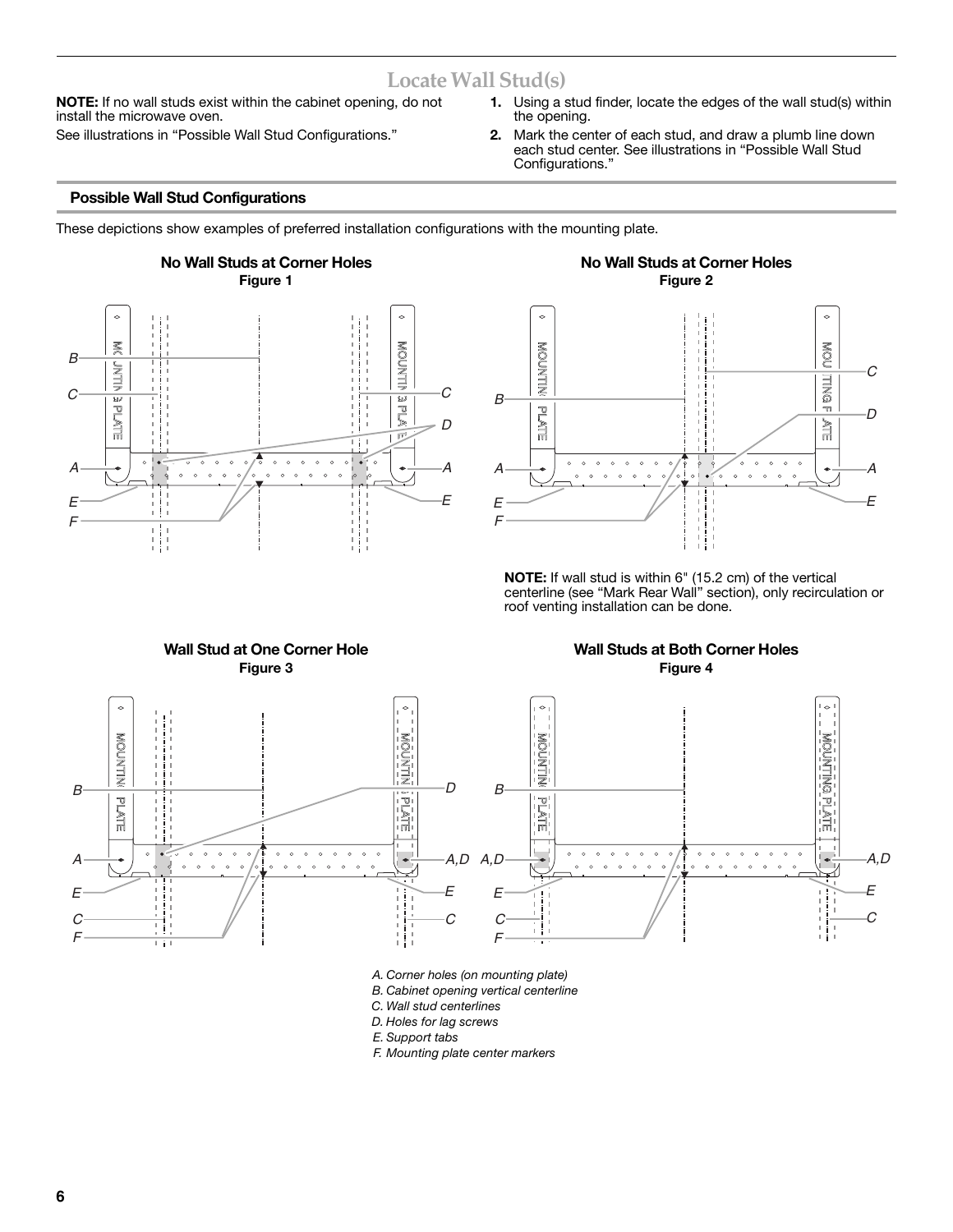# Locate Wall Stud(s)

**NOTE:** If no wall studs exist within the cabinet opening, do not install the microwave oven.

See illustrations in "Possible Wall Stud Configurations."

1. Using a stud finder, locate the edges of the wall stud(s) within the opening.
2. Mark the center of each stud, and draw a plumb line down each stud center. See illustrations in "Possible Wall Stud Configurations."

## Possible Wall Stud Configurations

These depictions show examples of preferred installation configurations with the mounting plate.

**No Wall Studs at Corner Holes**
**Figure 1**

**No Wall Studs at Corner Holes**
**Figure 2**

**NOTE:** If wall stud is within 6" (15.2 cm) of the vertical centerline (see "Mark Rear Wall" section), only recirculation or roof venting installation can be done.

**Wall Stud at One Corner Hole**
**Figure 3**

**Wall Studs at Both Corner Holes**
**Figure 4**

*A. Corner holes (on mounting plate)*
*B. Cabinet opening vertical centerline*
*C. Wall stud centerlines*
*D. Holes for lag screws*
*E. Support tabs*
*F. Mounting plate center markers*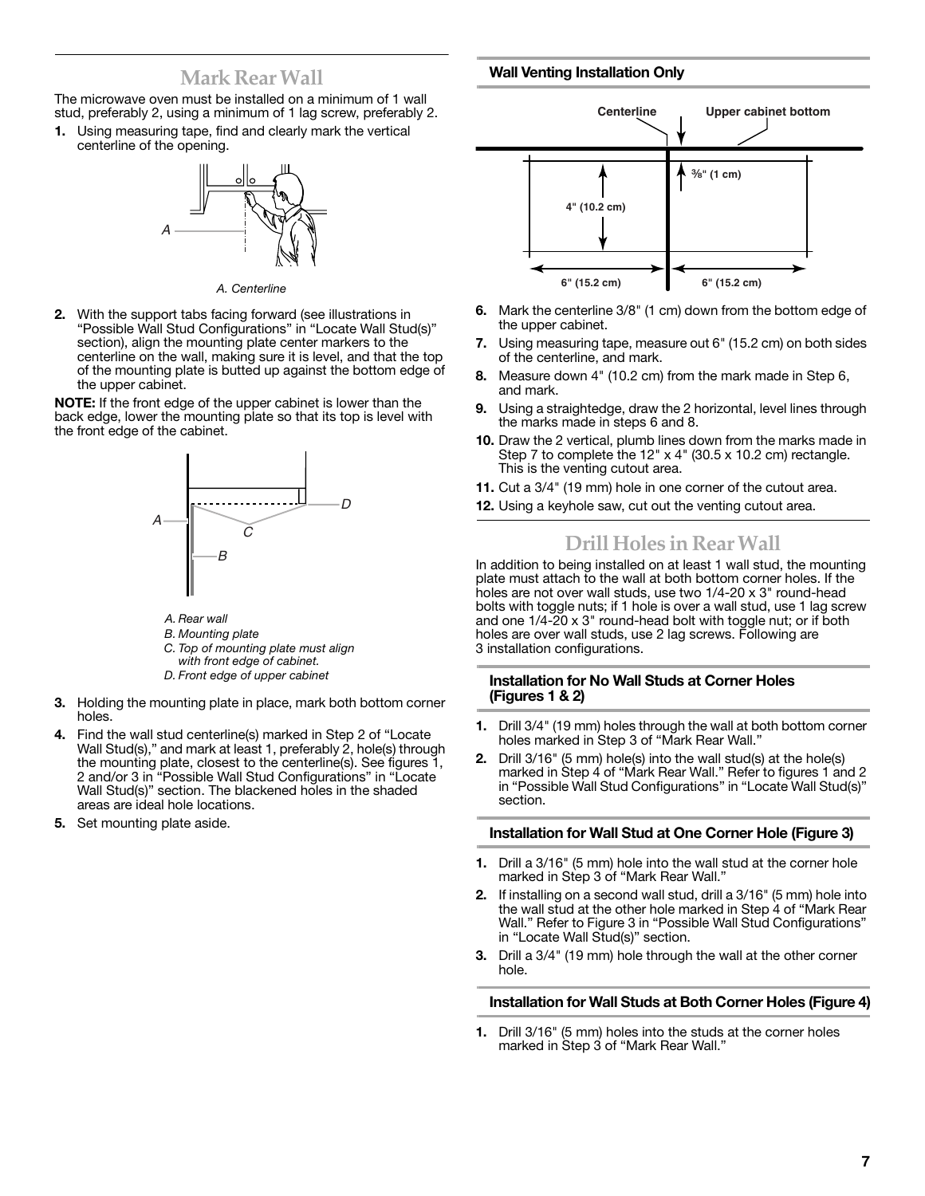## Mark Rear Wall

The microwave oven must be installed on a minimum of 1 wall stud, preferably 2, using a minimum of 1 lag screw, preferably 2.

1. Using measuring tape, find and clearly mark the vertical centerline of the opening.

A. Centerline

2. With the support tabs facing forward (see illustrations in "Possible Wall Stud Configurations" in "Locate Wall Stud(s)" section), align the mounting plate center markers to the centerline on the wall, making sure it is level, and that the top of the mounting plate is butted up against the bottom edge of the upper cabinet.

**NOTE:** If the front edge of the upper cabinet is lower than the back edge, lower the mounting plate so that its top is level with the front edge of the cabinet.

A. Rear wall
B. Mounting plate
C. Top of mounting plate must align with front edge of cabinet.
D. Front edge of upper cabinet

3. Holding the mounting plate in place, mark both bottom corner holes.
4. Find the wall stud centerline(s) marked in Step 2 of "Locate Wall Stud(s)," and mark at least 1, preferably 2, hole(s) through the mounting plate, closest to the centerline(s). See figures 1, 2 and/or 3 in "Possible Wall Stud Configurations" in "Locate Wall Stud(s)" section. The blackened holes in the shaded areas are ideal hole locations.
5. Set mounting plate aside.

### Wall Venting Installation Only

Centerline | Upper cabinet bottom | ⅜" (1 cm) | 4" (10.2 cm) | 6" (15.2 cm) | 6" (15.2 cm)

6. Mark the centerline 3/8" (1 cm) down from the bottom edge of the upper cabinet.
7. Using measuring tape, measure out 6" (15.2 cm) on both sides of the centerline, and mark.
8. Measure down 4" (10.2 cm) from the mark made in Step 6, and mark.
9. Using a straightedge, draw the 2 horizontal, level lines through the marks made in steps 6 and 8.
10. Draw the 2 vertical, plumb lines down from the marks made in Step 7 to complete the 12" x 4" (30.5 x 10.2 cm) rectangle. This is the venting cutout area.
11. Cut a 3/4" (19 mm) hole in one corner of the cutout area.
12. Using a keyhole saw, cut out the venting cutout area.

## Drill Holes in Rear Wall

In addition to being installed on at least 1 wall stud, the mounting plate must attach to the wall at both bottom corner holes. If the holes are not over wall studs, use two 1/4-20 x 3" round-head bolts with toggle nuts; if 1 hole is over a wall stud, use 1 lag screw and one 1/4-20 x 3" round-head bolt with toggle nut; or if both holes are over wall studs, use 2 lag screws. Following are 3 installation configurations.

### Installation for No Wall Studs at Corner Holes (Figures 1 & 2)

1. Drill 3/4" (19 mm) holes through the wall at both bottom corner holes marked in Step 3 of "Mark Rear Wall."
2. Drill 3/16" (5 mm) hole(s) into the wall stud(s) at the hole(s) marked in Step 4 of "Mark Rear Wall." Refer to figures 1 and 2 in "Possible Wall Stud Configurations" in "Locate Wall Stud(s)" section.

### Installation for Wall Stud at One Corner Hole (Figure 3)

1. Drill a 3/16" (5 mm) hole into the wall stud at the corner hole marked in Step 3 of "Mark Rear Wall."
2. If installing on a second wall stud, drill a 3/16" (5 mm) hole into the wall stud at the other hole marked in Step 4 of "Mark Rear Wall." Refer to Figure 3 in "Possible Wall Stud Configurations" in "Locate Wall Stud(s)" section.
3. Drill a 3/4" (19 mm) hole through the wall at the other corner hole.

### Installation for Wall Studs at Both Corner Holes (Figure 4)

1. Drill 3/16" (5 mm) holes into the studs at the corner holes marked in Step 3 of "Mark Rear Wall."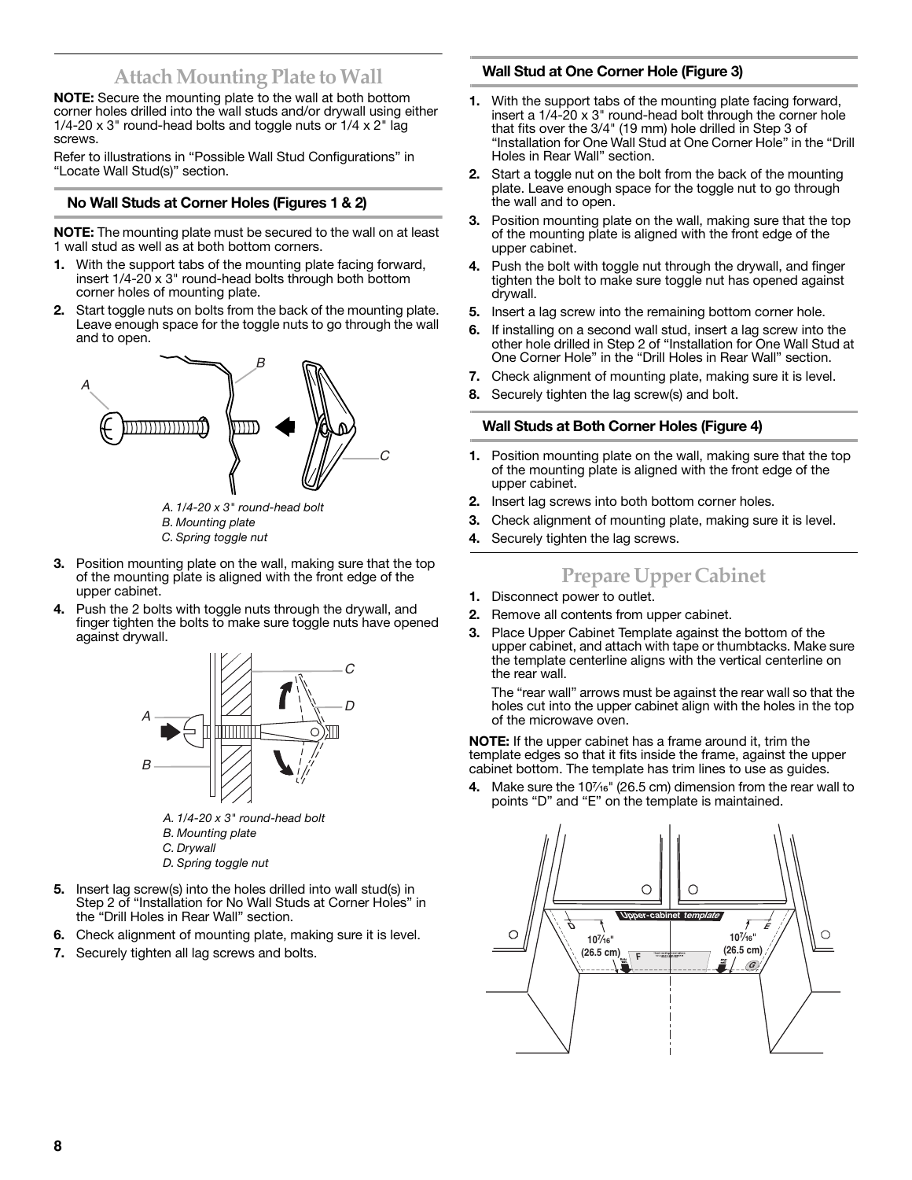## Attach Mounting Plate to Wall

**NOTE:** Secure the mounting plate to the wall at both bottom corner holes drilled into the wall studs and/or drywall using either 1/4-20 x 3" round-head bolts and toggle nuts or 1/4 x 2" lag screws.

Refer to illustrations in "Possible Wall Stud Configurations" in "Locate Wall Stud(s)" section.

### No Wall Studs at Corner Holes (Figures 1 & 2)

**NOTE:** The mounting plate must be secured to the wall on at least 1 wall stud as well as at both bottom corners.

1. With the support tabs of the mounting plate facing forward, insert 1/4-20 x 3" round-head bolts through both bottom corner holes of mounting plate.
2. Start toggle nuts on bolts from the back of the mounting plate. Leave enough space for the toggle nuts to go through the wall and to open.

*A. 1/4-20 x 3" round-head bolt*
*B. Mounting plate*
*C. Spring toggle nut*

3. Position mounting plate on the wall, making sure that the top of the mounting plate is aligned with the front edge of the upper cabinet.
4. Push the 2 bolts with toggle nuts through the drywall, and finger tighten the bolts to make sure toggle nuts have opened against drywall.

*A. 1/4-20 x 3" round-head bolt*
*B. Mounting plate*
*C. Drywall*
*D. Spring toggle nut*

5. Insert lag screw(s) into the holes drilled into wall stud(s) in Step 2 of "Installation for No Wall Studs at Corner Holes" in the "Drill Holes in Rear Wall" section.
6. Check alignment of mounting plate, making sure it is level.
7. Securely tighten all lag screws and bolts.

### Wall Stud at One Corner Hole (Figure 3)

1. With the support tabs of the mounting plate facing forward, insert a 1/4-20 x 3" round-head bolt through the corner hole that fits over the 3/4" (19 mm) hole drilled in Step 3 of "Installation for One Wall Stud at One Corner Hole" in the "Drill Holes in Rear Wall" section.
2. Start a toggle nut on the bolt from the back of the mounting plate. Leave enough space for the toggle nut to go through the wall and to open.
3. Position mounting plate on the wall, making sure that the top of the mounting plate is aligned with the front edge of the upper cabinet.
4. Push the bolt with toggle nut through the drywall, and finger tighten the bolt to make sure toggle nut has opened against drywall.
5. Insert a lag screw into the remaining bottom corner hole.
6. If installing on a second wall stud, insert a lag screw into the other hole drilled in Step 2 of "Installation for One Wall Stud at One Corner Hole" in the "Drill Holes in Rear Wall" section.
7. Check alignment of mounting plate, making sure it is level.
8. Securely tighten the lag screw(s) and bolt.

### Wall Studs at Both Corner Holes (Figure 4)

1. Position mounting plate on the wall, making sure that the top of the mounting plate is aligned with the front edge of the upper cabinet.
2. Insert lag screws into both bottom corner holes.
3. Check alignment of mounting plate, making sure it is level.
4. Securely tighten the lag screws.

## Prepare Upper Cabinet

1. Disconnect power to outlet.
2. Remove all contents from upper cabinet.
3. Place Upper Cabinet Template against the bottom of the upper cabinet, and attach with tape or thumbtacks. Make sure the template centerline aligns with the vertical centerline on the rear wall.

   The "rear wall" arrows must be against the rear wall so that the holes cut into the upper cabinet align with the holes in the top of the microwave oven.

**NOTE:** If the upper cabinet has a frame around it, trim the template edges so that it fits inside the frame, against the upper cabinet bottom. The template has trim lines to use as guides.

4. Make sure the 10⁷⁄₁₆" (26.5 cm) dimension from the rear wall to points "D" and "E" on the template is maintained.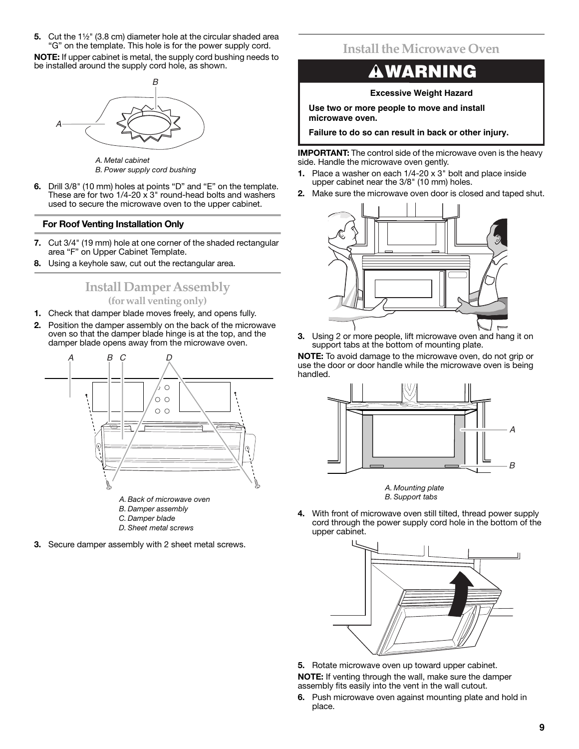5. Cut the 1½" (3.8 cm) diameter hole at the circular shaded area "G" on the template. This hole is for the power supply cord.

**NOTE:** If upper cabinet is metal, the supply cord bushing needs to be installed around the supply cord hole, as shown.

*A. Metal cabinet*
*B. Power supply cord bushing*

6. Drill 3/8" (10 mm) holes at points "D" and "E" on the template. These are for two 1/4-20 x 3" round-head bolts and washers used to secure the microwave oven to the upper cabinet.

### For Roof Venting Installation Only

7. Cut 3/4" (19 mm) hole at one corner of the shaded rectangular area "F" on Upper Cabinet Template.
8. Using a keyhole saw, cut out the rectangular area.

## Install Damper Assembly
### (for wall venting only)

1. Check that damper blade moves freely, and opens fully.
2. Position the damper assembly on the back of the microwave oven so that the damper blade hinge is at the top, and the damper blade opens away from the microwave oven.

*A. Back of microwave oven*
*B. Damper assembly*
*C. Damper blade*
*D. Sheet metal screws*

3. Secure damper assembly with 2 sheet metal screws.

## Install the Microwave Oven

**⚠WARNING**

**Excessive Weight Hazard**

**Use two or more people to move and install microwave oven.**

**Failure to do so can result in back or other injury.**

**IMPORTANT:** The control side of the microwave oven is the heavy side. Handle the microwave oven gently.

1. Place a washer on each 1/4-20 x 3" bolt and place inside upper cabinet near the 3/8" (10 mm) holes.
2. Make sure the microwave oven door is closed and taped shut.
3. Using 2 or more people, lift microwave oven and hang it on support tabs at the bottom of mounting plate.

**NOTE:** To avoid damage to the microwave oven, do not grip or use the door or door handle while the microwave oven is being handled.

*A. Mounting plate*
*B. Support tabs*

4. With front of microwave oven still tilted, thread power supply cord through the power supply cord hole in the bottom of the upper cabinet.
5. Rotate microwave oven up toward upper cabinet.

**NOTE:** If venting through the wall, make sure the damper assembly fits easily into the vent in the wall cutout.

6. Push microwave oven against mounting plate and hold in place.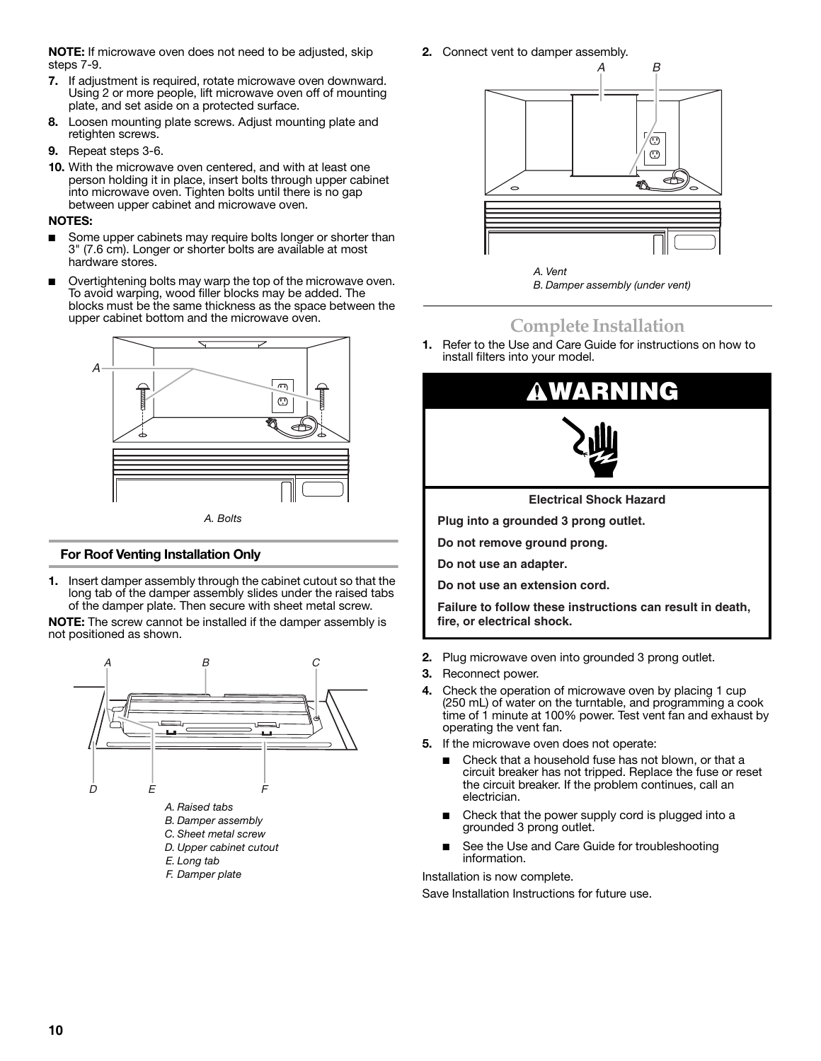**NOTE:** If microwave oven does not need to be adjusted, skip steps 7-9.

7. If adjustment is required, rotate microwave oven downward. Using 2 or more people, lift microwave oven off of mounting plate, and set aside on a protected surface.
8. Loosen mounting plate screws. Adjust mounting plate and retighten screws.
9. Repeat steps 3-6.
10. With the microwave oven centered, and with at least one person holding it in place, insert bolts through upper cabinet into microwave oven. Tighten bolts until there is no gap between upper cabinet and microwave oven.

**NOTES:**

- Some upper cabinets may require bolts longer or shorter than 3" (7.6 cm). Longer or shorter bolts are available at most hardware stores.
- Overtightening bolts may warp the top of the microwave oven. To avoid warping, wood filler blocks may be added. The blocks must be the same thickness as the space between the upper cabinet bottom and the microwave oven.

*A. Bolts*

### For Roof Venting Installation Only

1. Insert damper assembly through the cabinet cutout so that the long tab of the damper assembly slides under the raised tabs of the damper plate. Then secure with sheet metal screw.

**NOTE:** The screw cannot be installed if the damper assembly is not positioned as shown.

*A. Raised tabs*
*B. Damper assembly*
*C. Sheet metal screw*
*D. Upper cabinet cutout*
*E. Long tab*
*F. Damper plate*

2. Connect vent to damper assembly.

*A. Vent*
*B. Damper assembly (under vent)*

## Complete Installation

1. Refer to the Use and Care Guide for instructions on how to install filters into your model.

**WARNING**

**Electrical Shock Hazard**

**Plug into a grounded 3 prong outlet.**

**Do not remove ground prong.**

**Do not use an adapter.**

**Do not use an extension cord.**

**Failure to follow these instructions can result in death, fire, or electrical shock.**

2. Plug microwave oven into grounded 3 prong outlet.
3. Reconnect power.
4. Check the operation of microwave oven by placing 1 cup (250 mL) of water on the turntable, and programming a cook time of 1 minute at 100% power. Test vent fan and exhaust by operating the vent fan.
5. If the microwave oven does not operate:
   - Check that a household fuse has not blown, or that a circuit breaker has not tripped. Replace the fuse or reset the circuit breaker. If the problem continues, call an electrician.
   - Check that the power supply cord is plugged into a grounded 3 prong outlet.
   - See the Use and Care Guide for troubleshooting information.

Installation is now complete.

Save Installation Instructions for future use.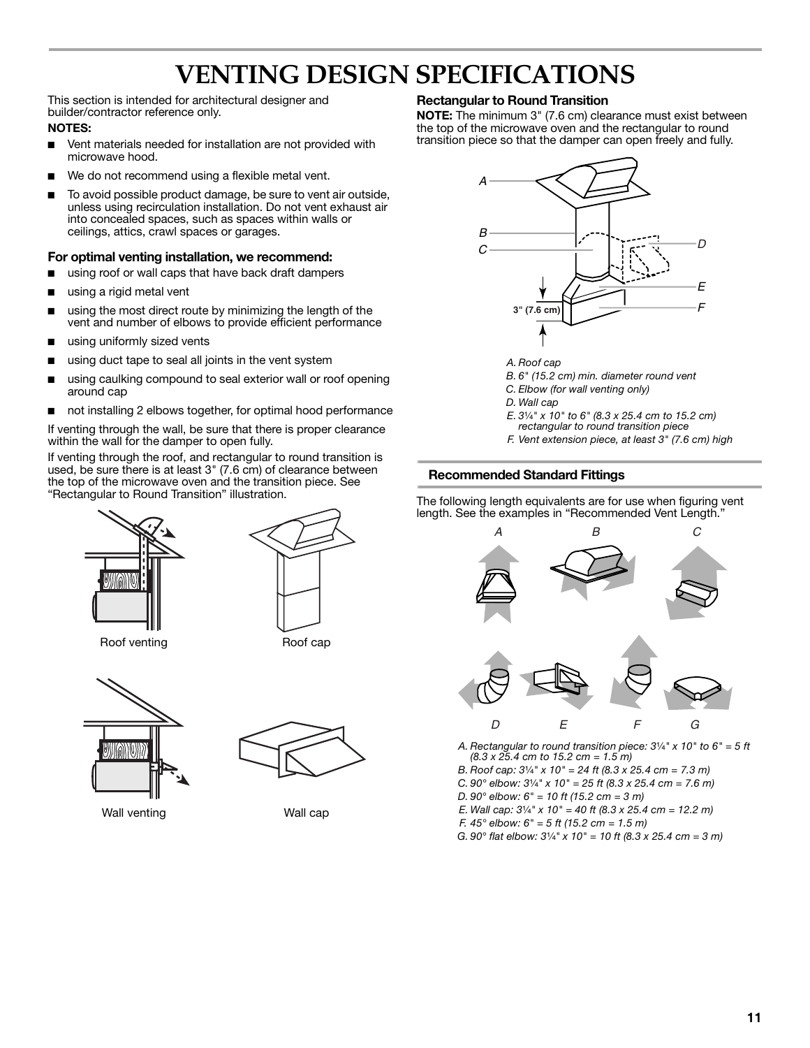# VENTING DESIGN SPECIFICATIONS

This section is intended for architectural designer and builder/contractor reference only.

**NOTES:**

- Vent materials needed for installation are not provided with microwave hood.
- We do not recommend using a flexible metal vent.
- To avoid possible product damage, be sure to vent air outside, unless using recirculation installation. Do not vent exhaust air into concealed spaces, such as spaces within walls or ceilings, attics, crawl spaces or garages.

### For optimal venting installation, we recommend:

- using roof or wall caps that have back draft dampers
- using a rigid metal vent
- using the most direct route by minimizing the length of the vent and number of elbows to provide efficient performance
- using uniformly sized vents
- using duct tape to seal all joints in the vent system
- using caulking compound to seal exterior wall or roof opening around cap
- not installing 2 elbows together, for optimal hood performance

If venting through the wall, be sure that there is proper clearance within the wall for the damper to open fully.

If venting through the roof, and rectangular to round transition is used, be sure there is at least 3" (7.6 cm) of clearance between the top of the microwave oven and the transition piece. See "Rectangular to Round Transition" illustration.

Roof venting

Roof cap

Wall venting

Wall cap

### Rectangular to Round Transition

**NOTE:** The minimum 3" (7.6 cm) clearance must exist between the top of the microwave oven and the rectangular to round transition piece so that the damper can open freely and fully.

3" (7.6 cm)

*A. Roof cap*
*B. 6" (15.2 cm) min. diameter round vent*
*C. Elbow (for wall venting only)*
*D. Wall cap*
*E. 3¼" x 10" to 6" (8.3 x 25.4 cm to 15.2 cm) rectangular to round transition piece*
*F. Vent extension piece, at least 3" (7.6 cm) high*

### Recommended Standard Fittings

The following length equivalents are for use when figuring vent length. See the examples in "Recommended Vent Length."

*A. Rectangular to round transition piece: 3¼" x 10" to 6" = 5 ft (8.3 x 25.4 cm to 15.2 cm = 1.5 m)*
*B. Roof cap: 3¼" x 10" = 24 ft (8.3 x 25.4 cm = 7.3 m)*
*C. 90° elbow: 3¼" x 10" = 25 ft (8.3 x 25.4 cm = 7.6 m)*
*D. 90° elbow: 6" = 10 ft (15.2 cm = 3 m)*
*E. Wall cap: 3¼" x 10" = 40 ft (8.3 x 25.4 cm = 12.2 m)*
*F. 45° elbow: 6" = 5 ft (15.2 cm = 1.5 m)*
*G. 90° flat elbow: 3¼" x 10" = 10 ft (8.3 x 25.4 cm = 3 m)*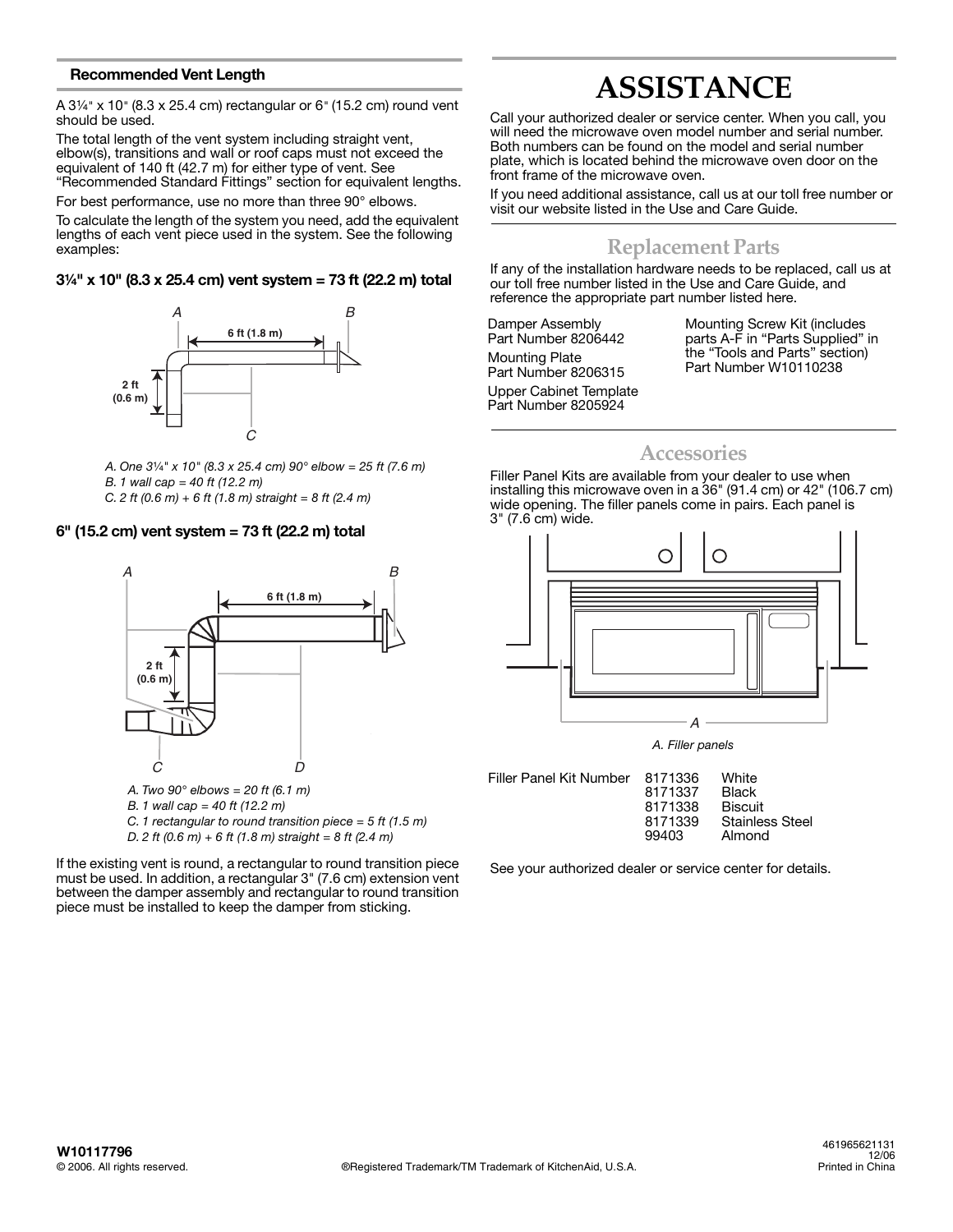### Recommended Vent Length

A 3¼" x 10" (8.3 x 25.4 cm) rectangular or 6" (15.2 cm) round vent should be used.

The total length of the vent system including straight vent, elbow(s), transitions and wall or roof caps must not exceed the equivalent of 140 ft (42.7 m) for either type of vent. See "Recommended Standard Fittings" section for equivalent lengths.

For best performance, use no more than three 90° elbows.

To calculate the length of the system you need, add the equivalent lengths of each vent piece used in the system. See the following examples:

**3¼" x 10" (8.3 x 25.4 cm) vent system = 73 ft (22.2 m) total**

A
B
6 ft (1.8 m)
2 ft (0.6 m)
C

*A. One 3¼" x 10" (8.3 x 25.4 cm) 90° elbow = 25 ft (7.6 m)*
*B. 1 wall cap = 40 ft (12.2 m)*
*C. 2 ft (0.6 m) + 6 ft (1.8 m) straight = 8 ft (2.4 m)*

**6" (15.2 cm) vent system = 73 ft (22.2 m) total**

A
B
6 ft (1.8 m)
2 ft (0.6 m)
C
D

*A. Two 90° elbows = 20 ft (6.1 m)*
*B. 1 wall cap = 40 ft (12.2 m)*
*C. 1 rectangular to round transition piece = 5 ft (1.5 m)*
*D. 2 ft (0.6 m) + 6 ft (1.8 m) straight = 8 ft (2.4 m)*

If the existing vent is round, a rectangular to round transition piece must be used. In addition, a rectangular 3" (7.6 cm) extension vent between the damper assembly and rectangular to round transition piece must be installed to keep the damper from sticking.

# ASSISTANCE

Call your authorized dealer or service center. When you call, you will need the microwave oven model number and serial number. Both numbers can be found on the model and serial number plate, which is located behind the microwave oven door on the front frame of the microwave oven.

If you need additional assistance, call us at our toll free number or visit our website listed in the Use and Care Guide.

## Replacement Parts

If any of the installation hardware needs to be replaced, call us at our toll free number listed in the Use and Care Guide, and reference the appropriate part number listed here.

Damper Assembly
Part Number 8206442

Mounting Plate
Part Number 8206315

Upper Cabinet Template
Part Number 8205924

Mounting Screw Kit (includes parts A-F in "Parts Supplied" in the "Tools and Parts" section)
Part Number W10110238

## Accessories

Filler Panel Kits are available from your dealer to use when installing this microwave oven in a 36" (91.4 cm) or 42" (106.7 cm) wide opening. The filler panels come in pairs. Each panel is 3" (7.6 cm) wide.

A

*A. Filler panels*

| | | |
|---|---|---|
| Filler Panel Kit Number | 8171336 | White |
| | 8171337 | Black |
| | 8171338 | Biscuit |
| | 8171339 | Stainless Steel |
| | 99403 | Almond |

See your authorized dealer or service center for details.

**W10117796**
© 2006. All rights reserved.
®Registered Trademark/TM Trademark of KitchenAid, U.S.A.

461965621131
12/06
Printed in China